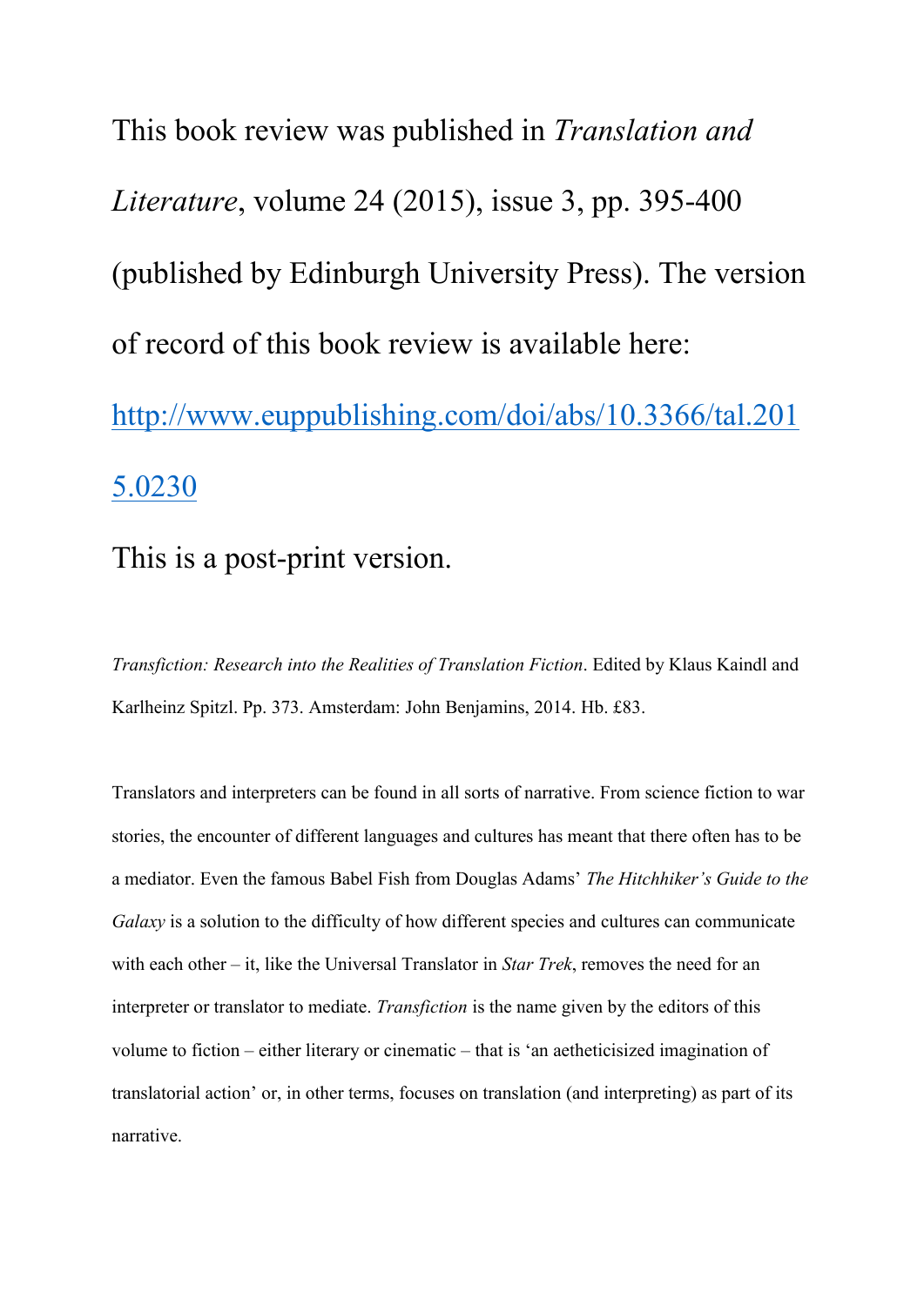This book review was published in *Translation and Literature*, volume 24 (2015), issue 3, pp. 395-400 (published by Edinburgh University Press). The version of record of this book review is available here: [http://www.euppublishing.com/doi/abs/10.3366/tal.2015.0230](http://www.euppublishing.com/doi/abs/10.3366/tal.2015.0230)

This is a post-print version.

*Transfiction: Research into the Realities of Translation Fiction*. Edited by Klaus Kaindl and Karlheinz Spitzl. Pp. 373. Amsterdam: John Benjamins, 2014. Hb. £83.

Translators and interpreters can be found in all sorts of narrative. From science fiction to war stories, the encounter of different languages and cultures has meant that there often has to be a mediator. Even the famous Babel Fish from Douglas Adams' *The Hitchhiker's Guide to the Galaxy* is a solution to the difficulty of how different species and cultures can communicate with each other – it, like the Universal Translator in *Star Trek*, removes the need for an interpreter or translator to mediate. *Transfiction* is the name given by the editors of this volume to fiction – either literary or cinematic – that is 'an aetheticisized imagination of translatorial action' or, in other terms, focuses on translation (and interpreting) as part of its narrative.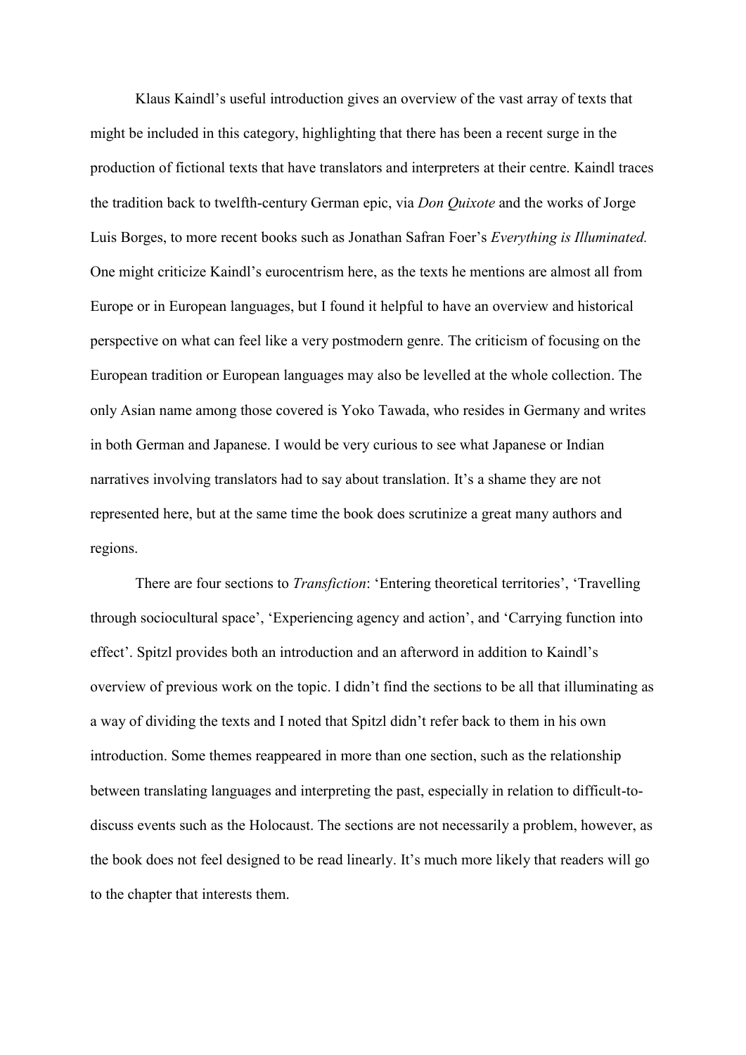Klaus Kaindl's useful introduction gives an overview of the vast array of texts that might be included in this category, highlighting that there has been a recent surge in the production of fictional texts that have translators and interpreters at their centre. Kaindl traces the tradition back to twelfth-century German epic, via *Don Quixote* and the works of Jorge Luis Borges, to more recent books such as Jonathan Safran Foer's *Everything is Illuminated.* One might criticize Kaindl's eurocentrism here, as the texts he mentions are almost all from Europe or in European languages, but I found it helpful to have an overview and historical perspective on what can feel like a very postmodern genre. The criticism of focusing on the European tradition or European languages may also be levelled at the whole collection. The only Asian name among those covered is Yoko Tawada, who resides in Germany and writes in both German and Japanese. I would be very curious to see what Japanese or Indian narratives involving translators had to say about translation. It's a shame they are not represented here, but at the same time the book does scrutinize a great many authors and regions.

There are four sections to *Transfiction*: 'Entering theoretical territories', 'Travelling through sociocultural space', 'Experiencing agency and action', and 'Carrying function into effect'. Spitzl provides both an introduction and an afterword in addition to Kaindl's overview of previous work on the topic. I didn't find the sections to be all that illuminating as a way of dividing the texts and I noted that Spitzl didn't refer back to them in his own introduction. Some themes reappeared in more than one section, such as the relationship between translating languages and interpreting the past, especially in relation to difficult-to-discuss events such as the Holocaust. The sections are not necessarily a problem, however, as the book does not feel designed to be read linearly. It's much more likely that readers will go to the chapter that interests them.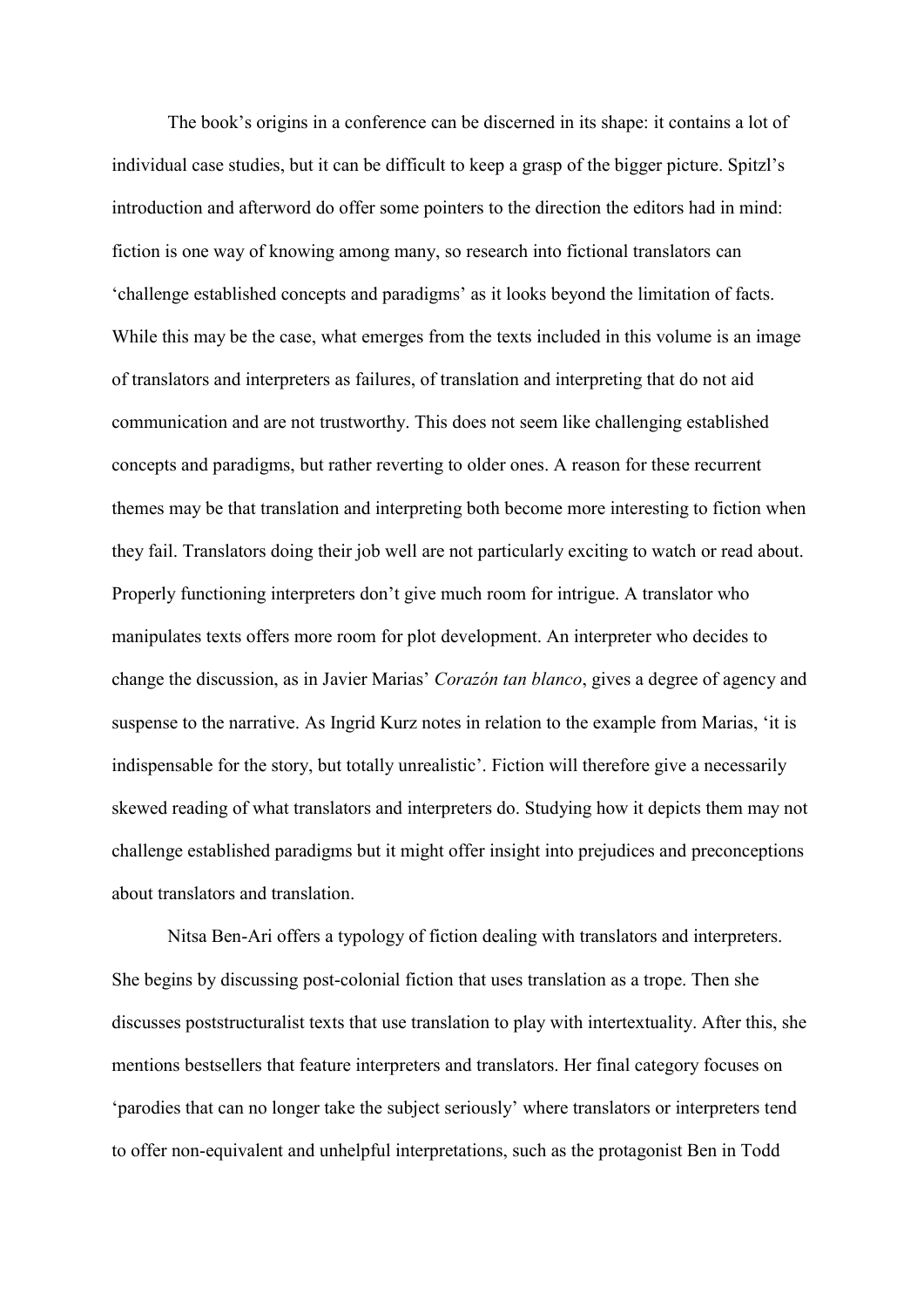The book's origins in a conference can be discerned in its shape: it contains a lot of individual case studies, but it can be difficult to keep a grasp of the bigger picture. Spitzl's introduction and afterword do offer some pointers to the direction the editors had in mind: fiction is one way of knowing among many, so research into fictional translators can 'challenge established concepts and paradigms' as it looks beyond the limitation of facts. While this may be the case, what emerges from the texts included in this volume is an image of translators and interpreters as failures, of translation and interpreting that do not aid communication and are not trustworthy. This does not seem like challenging established concepts and paradigms, but rather reverting to older ones. A reason for these recurrent themes may be that translation and interpreting both become more interesting to fiction when they fail. Translators doing their job well are not particularly exciting to watch or read about. Properly functioning interpreters don't give much room for intrigue. A translator who manipulates texts offers more room for plot development. An interpreter who decides to change the discussion, as in Javier Marias' *Corazón tan blanco*, gives a degree of agency and suspense to the narrative. As Ingrid Kurz notes in relation to the example from Marias, 'it is indispensable for the story, but totally unrealistic'. Fiction will therefore give a necessarily skewed reading of what translators and interpreters do. Studying how it depicts them may not challenge established paradigms but it might offer insight into prejudices and preconceptions about translators and translation.

Nitsa Ben-Ari offers a typology of fiction dealing with translators and interpreters. She begins by discussing post-colonial fiction that uses translation as a trope. Then she discusses poststructuralist texts that use translation to play with intertextuality. After this, she mentions bestsellers that feature interpreters and translators. Her final category focuses on 'parodies that can no longer take the subject seriously' where translators or interpreters tend to offer non-equivalent and unhelpful interpretations, such as the protagonist Ben in Todd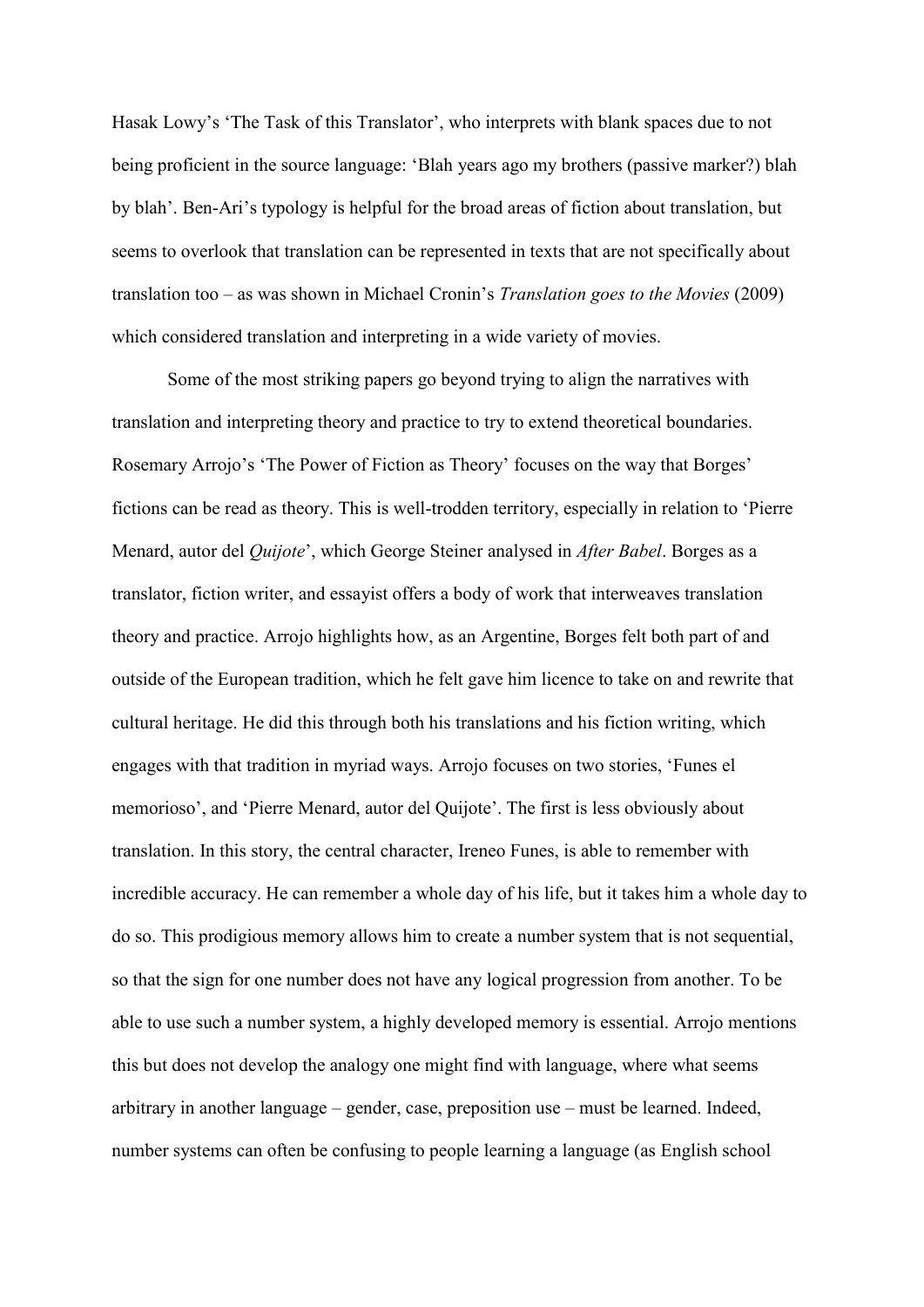Hasak Lowy's 'The Task of this Translator', who interprets with blank spaces due to not being proficient in the source language: 'Blah years ago my brothers (passive marker?) blah by blah'. Ben-Ari's typology is helpful for the broad areas of fiction about translation, but seems to overlook that translation can be represented in texts that are not specifically about translation too – as was shown in Michael Cronin's *Translation goes to the Movies* (2009) which considered translation and interpreting in a wide variety of movies.

Some of the most striking papers go beyond trying to align the narratives with translation and interpreting theory and practice to try to extend theoretical boundaries. Rosemary Arrojo's 'The Power of Fiction as Theory' focuses on the way that Borges' fictions can be read as theory. This is well-trodden territory, especially in relation to 'Pierre Menard, autor del *Quijote*', which George Steiner analysed in *After Babel*. Borges as a translator, fiction writer, and essayist offers a body of work that interweaves translation theory and practice. Arrojo highlights how, as an Argentine, Borges felt both part of and outside of the European tradition, which he felt gave him licence to take on and rewrite that cultural heritage. He did this through both his translations and his fiction writing, which engages with that tradition in myriad ways. Arrojo focuses on two stories, 'Funes el memorioso', and 'Pierre Menard, autor del Quijote'. The first is less obviously about translation. In this story, the central character, Ireneo Funes, is able to remember with incredible accuracy. He can remember a whole day of his life, but it takes him a whole day to do so. This prodigious memory allows him to create a number system that is not sequential, so that the sign for one number does not have any logical progression from another. To be able to use such a number system, a highly developed memory is essential. Arrojo mentions this but does not develop the analogy one might find with language, where what seems arbitrary in another language – gender, case, preposition use – must be learned. Indeed, number systems can often be confusing to people learning a language (as English school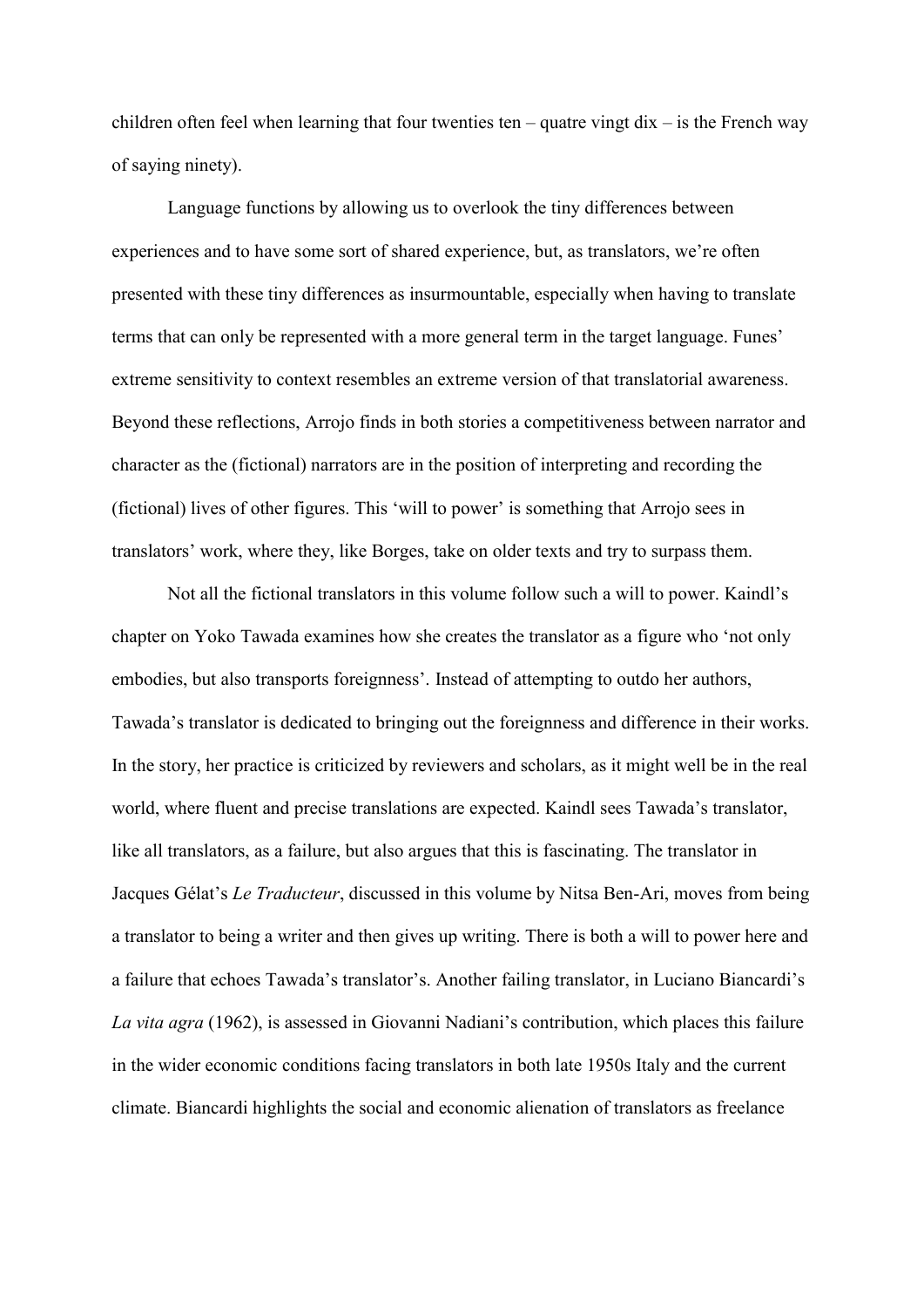children often feel when learning that four twenties ten – quatre vingt dix – is the French way of saying ninety).

Language functions by allowing us to overlook the tiny differences between experiences and to have some sort of shared experience, but, as translators, we're often presented with these tiny differences as insurmountable, especially when having to translate terms that can only be represented with a more general term in the target language. Funes' extreme sensitivity to context resembles an extreme version of that translatorial awareness. Beyond these reflections, Arrojo finds in both stories a competitiveness between narrator and character as the (fictional) narrators are in the position of interpreting and recording the (fictional) lives of other figures. This 'will to power' is something that Arrojo sees in translators' work, where they, like Borges, take on older texts and try to surpass them.

Not all the fictional translators in this volume follow such a will to power. Kaindl's chapter on Yoko Tawada examines how she creates the translator as a figure who 'not only embodies, but also transports foreignness'. Instead of attempting to outdo her authors, Tawada's translator is dedicated to bringing out the foreignness and difference in their works. In the story, her practice is criticized by reviewers and scholars, as it might well be in the real world, where fluent and precise translations are expected. Kaindl sees Tawada's translator, like all translators, as a failure, but also argues that this is fascinating. The translator in Jacques Gélat's *Le Traducteur*, discussed in this volume by Nitsa Ben-Ari, moves from being a translator to being a writer and then gives up writing. There is both a will to power here and a failure that echoes Tawada's translator's. Another failing translator, in Luciano Biancardi's *La vita agra* (1962), is assessed in Giovanni Nadiani's contribution, which places this failure in the wider economic conditions facing translators in both late 1950s Italy and the current climate. Biancardi highlights the social and economic alienation of translators as freelance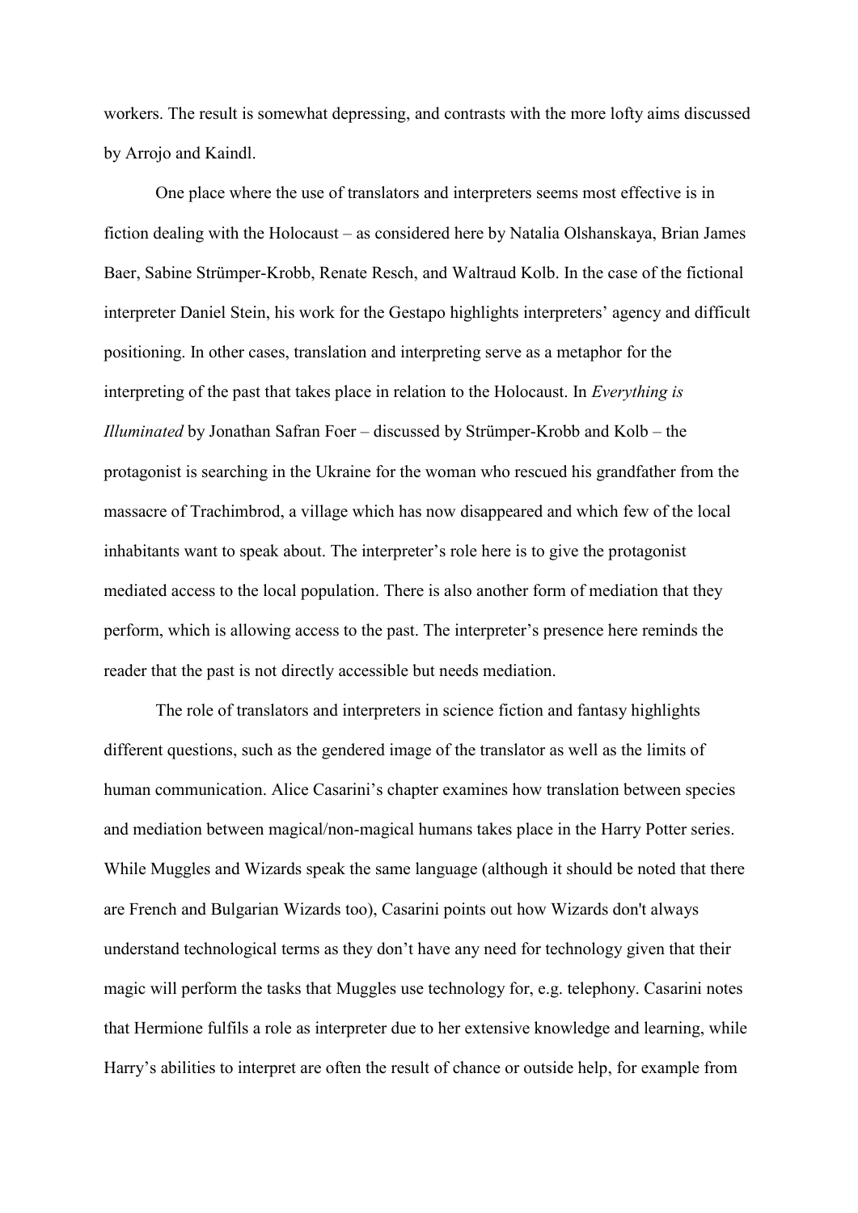workers. The result is somewhat depressing, and contrasts with the more lofty aims discussed by Arrojo and Kaindl.

One place where the use of translators and interpreters seems most effective is in fiction dealing with the Holocaust – as considered here by Natalia Olshanskaya, Brian James Baer, Sabine Strümper-Krobb, Renate Resch, and Waltraud Kolb. In the case of the fictional interpreter Daniel Stein, his work for the Gestapo highlights interpreters' agency and difficult positioning. In other cases, translation and interpreting serve as a metaphor for the interpreting of the past that takes place in relation to the Holocaust. In *Everything is Illuminated* by Jonathan Safran Foer – discussed by Strümper-Krobb and Kolb – the protagonist is searching in the Ukraine for the woman who rescued his grandfather from the massacre of Trachimbrod, a village which has now disappeared and which few of the local inhabitants want to speak about. The interpreter's role here is to give the protagonist mediated access to the local population. There is also another form of mediation that they perform, which is allowing access to the past. The interpreter's presence here reminds the reader that the past is not directly accessible but needs mediation.

The role of translators and interpreters in science fiction and fantasy highlights different questions, such as the gendered image of the translator as well as the limits of human communication. Alice Casarini's chapter examines how translation between species and mediation between magical/non-magical humans takes place in the Harry Potter series. While Muggles and Wizards speak the same language (although it should be noted that there are French and Bulgarian Wizards too), Casarini points out how Wizards don't always understand technological terms as they don't have any need for technology given that their magic will perform the tasks that Muggles use technology for, e.g. telephony. Casarini notes that Hermione fulfils a role as interpreter due to her extensive knowledge and learning, while Harry's abilities to interpret are often the result of chance or outside help, for example from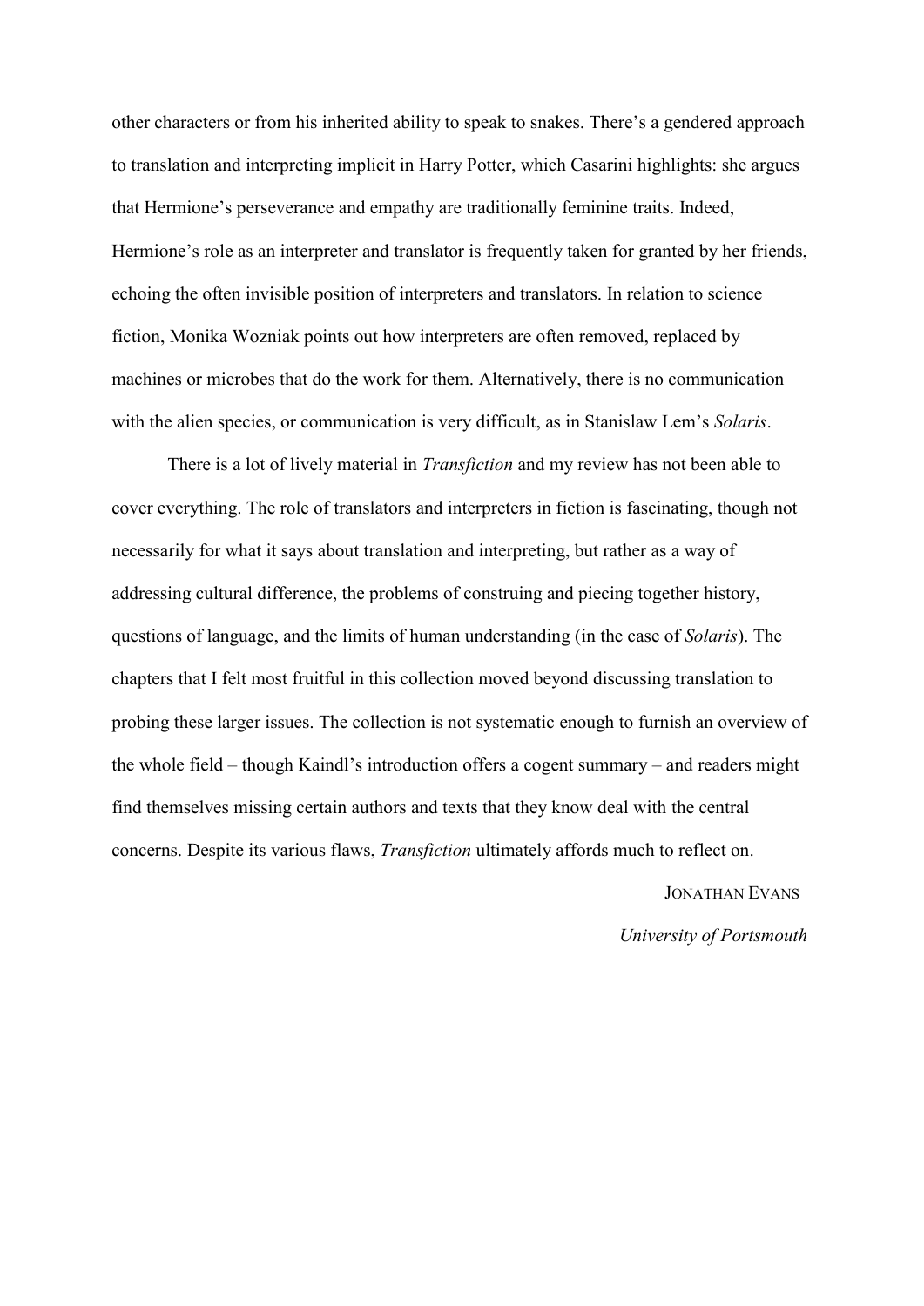other characters or from his inherited ability to speak to snakes. There's a gendered approach to translation and interpreting implicit in Harry Potter, which Casarini highlights: she argues that Hermione's perseverance and empathy are traditionally feminine traits. Indeed, Hermione's role as an interpreter and translator is frequently taken for granted by her friends, echoing the often invisible position of interpreters and translators. In relation to science fiction, Monika Wozniak points out how interpreters are often removed, replaced by machines or microbes that do the work for them. Alternatively, there is no communication with the alien species, or communication is very difficult, as in Stanislaw Lem's *Solaris*.

There is a lot of lively material in *Transfiction* and my review has not been able to cover everything. The role of translators and interpreters in fiction is fascinating, though not necessarily for what it says about translation and interpreting, but rather as a way of addressing cultural difference, the problems of construing and piecing together history, questions of language, and the limits of human understanding (in the case of *Solaris*). The chapters that I felt most fruitful in this collection moved beyond discussing translation to probing these larger issues. The collection is not systematic enough to furnish an overview of the whole field – though Kaindl's introduction offers a cogent summary – and readers might find themselves missing certain authors and texts that they know deal with the central concerns. Despite its various flaws, *Transfiction* ultimately affords much to reflect on.

JONATHAN EVANS

*University of Portsmouth*